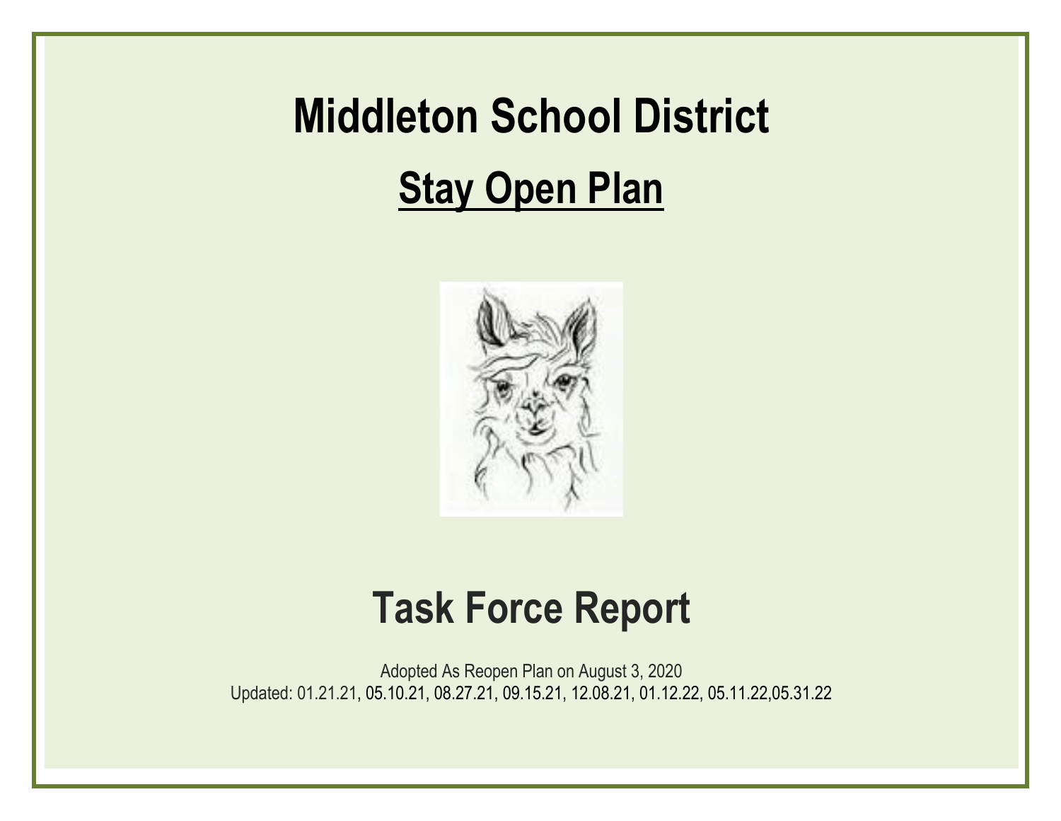# Middleton School District

## Stay Open Plan

# Task Force Report

Adopted As Reopen Plan on August 3, 2020
Updated: 01.21.21, 05.10.21, 08.27.21, 09.15.21, 12.08.21, 01.12.22, 05.11.22,05.31.22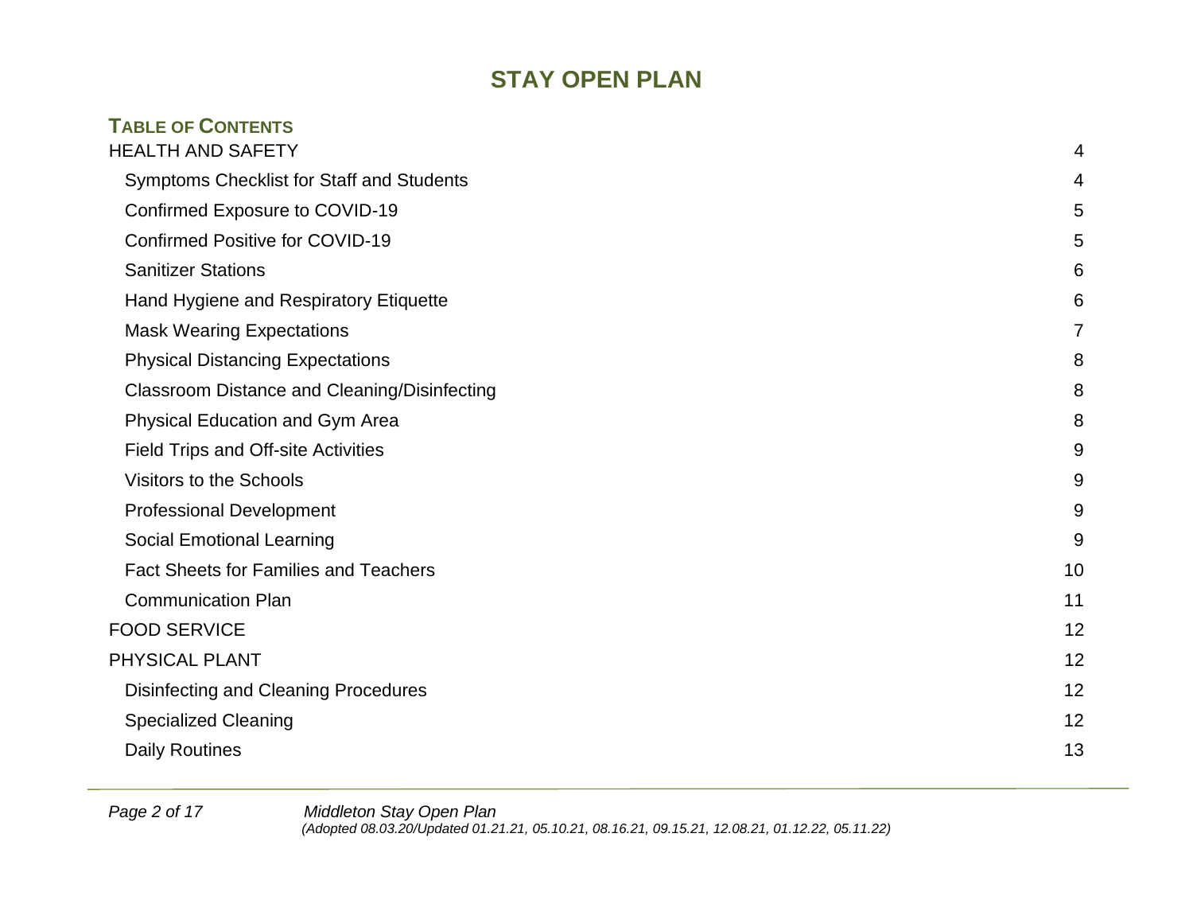# STAY OPEN PLAN

## TABLE OF CONTENTS

| | |
|---|---|
| HEALTH AND SAFETY | 4 |
| Symptoms Checklist for Staff and Students | 4 |
| Confirmed Exposure to COVID-19 | 5 |
| Confirmed Positive for COVID-19 | 5 |
| Sanitizer Stations | 6 |
| Hand Hygiene and Respiratory Etiquette | 6 |
| Mask Wearing Expectations | 7 |
| Physical Distancing Expectations | 8 |
| Classroom Distance and Cleaning/Disinfecting | 8 |
| Physical Education and Gym Area | 8 |
| Field Trips and Off-site Activities | 9 |
| Visitors to the Schools | 9 |
| Professional Development | 9 |
| Social Emotional Learning | 9 |
| Fact Sheets for Families and Teachers | 10 |
| Communication Plan | 11 |
| FOOD SERVICE | 12 |
| PHYSICAL PLANT | 12 |
| Disinfecting and Cleaning Procedures | 12 |
| Specialized Cleaning | 12 |
| Daily Routines | 13 |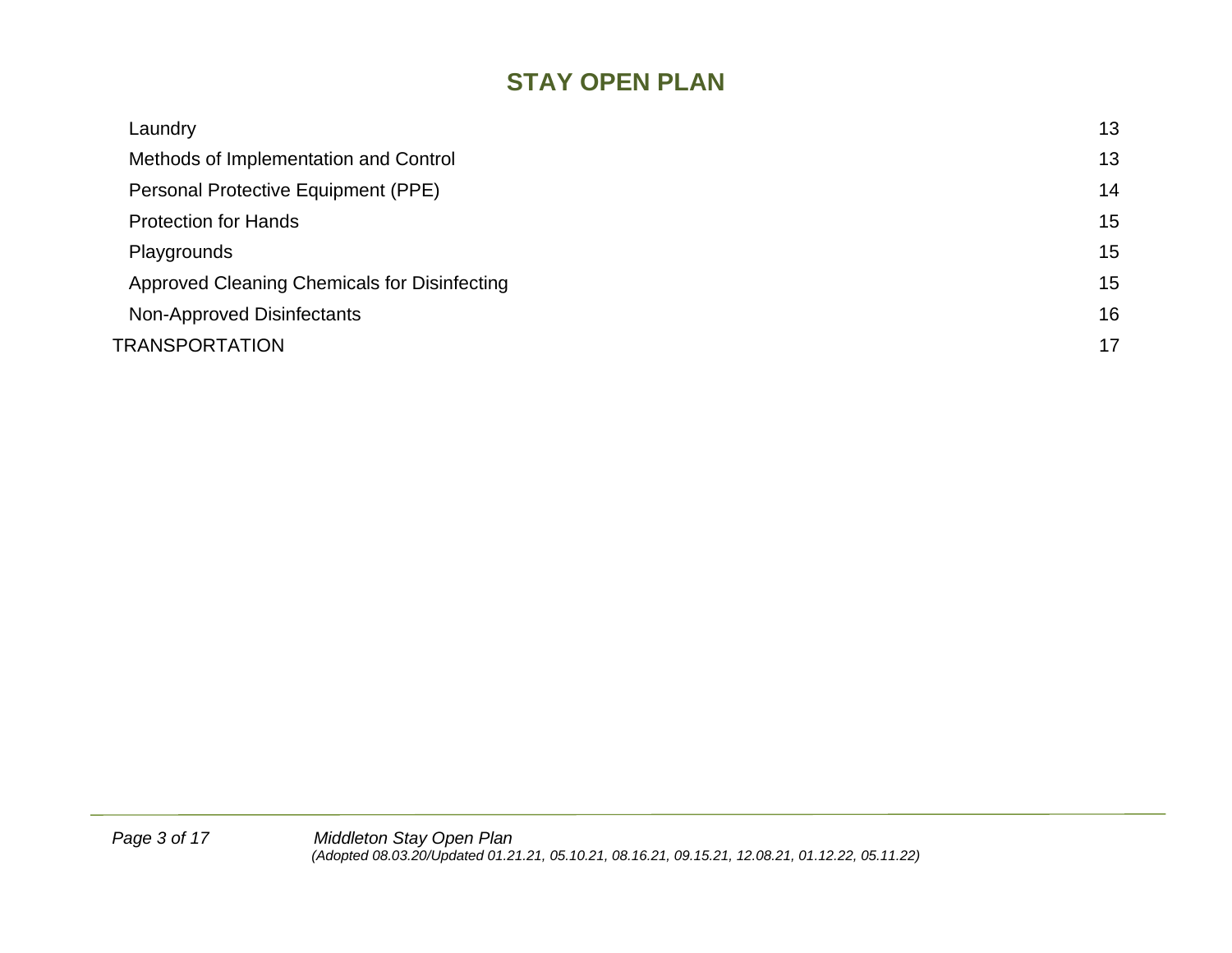## STAY OPEN PLAN

| | |
|---|---|
| Laundry | 13 |
| Methods of Implementation and Control | 13 |
| Personal Protective Equipment (PPE) | 14 |
| Protection for Hands | 15 |
| Playgrounds | 15 |
| Approved Cleaning Chemicals for Disinfecting | 15 |
| Non-Approved Disinfectants | 16 |
| TRANSPORTATION | 17 |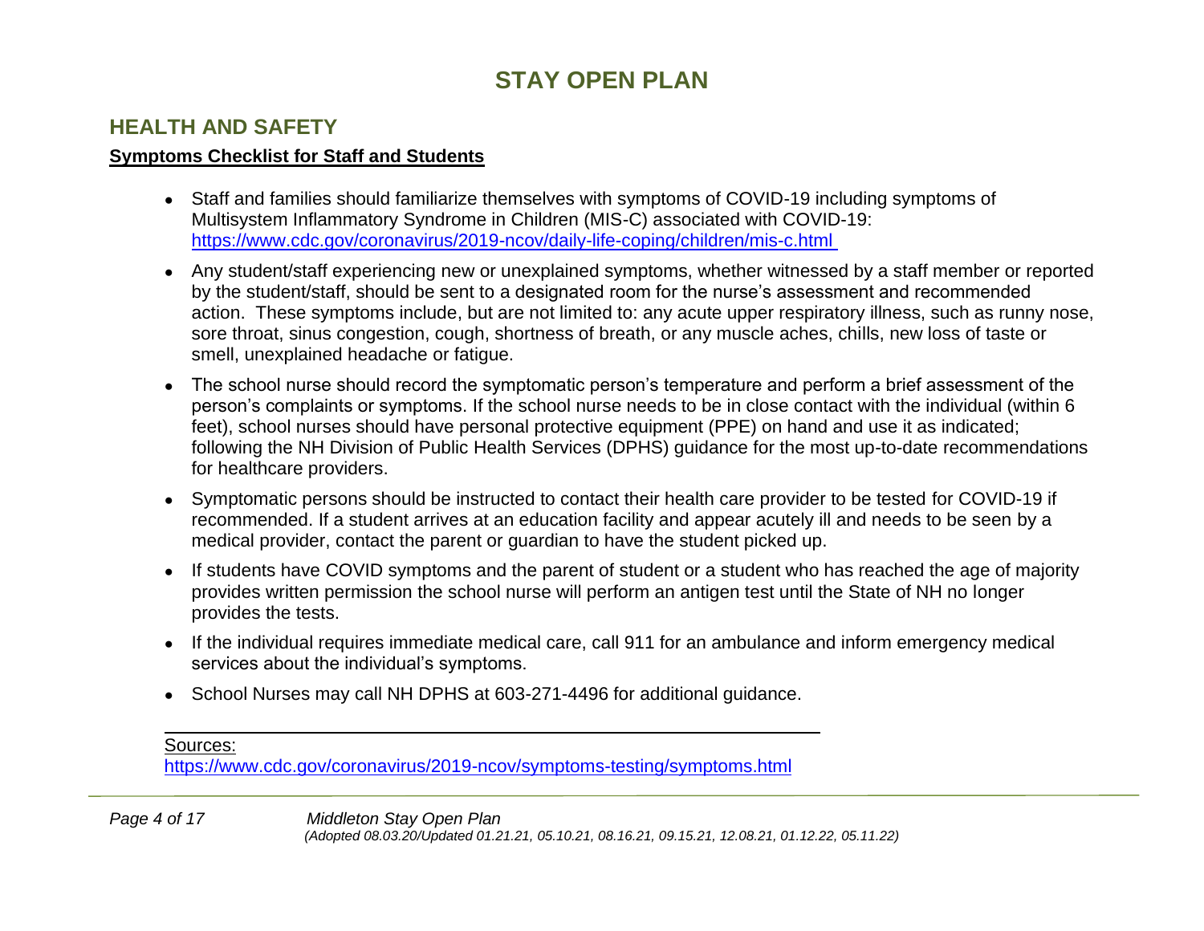# STAY OPEN PLAN

## HEALTH AND SAFETY

**Symptoms Checklist for Staff and Students**

- Staff and families should familiarize themselves with symptoms of COVID-19 including symptoms of Multisystem Inflammatory Syndrome in Children (MIS-C) associated with COVID-19: https://www.cdc.gov/coronavirus/2019-ncov/daily-life-coping/children/mis-c.html
- Any student/staff experiencing new or unexplained symptoms, whether witnessed by a staff member or reported by the student/staff, should be sent to a designated room for the nurse's assessment and recommended action. These symptoms include, but are not limited to: any acute upper respiratory illness, such as runny nose, sore throat, sinus congestion, cough, shortness of breath, or any muscle aches, chills, new loss of taste or smell, unexplained headache or fatigue.
- The school nurse should record the symptomatic person's temperature and perform a brief assessment of the person's complaints or symptoms. If the school nurse needs to be in close contact with the individual (within 6 feet), school nurses should have personal protective equipment (PPE) on hand and use it as indicated; following the NH Division of Public Health Services (DPHS) guidance for the most up-to-date recommendations for healthcare providers.
- Symptomatic persons should be instructed to contact their health care provider to be tested for COVID-19 if recommended. If a student arrives at an education facility and appear acutely ill and needs to be seen by a medical provider, contact the parent or guardian to have the student picked up.
- If students have COVID symptoms and the parent of student or a student who has reached the age of majority provides written permission the school nurse will perform an antigen test until the State of NH no longer provides the tests.
- If the individual requires immediate medical care, call 911 for an ambulance and inform emergency medical services about the individual's symptoms.
- School Nurses may call NH DPHS at 603-271-4496 for additional guidance.

---

Sources:
https://www.cdc.gov/coronavirus/2019-ncov/symptoms-testing/symptoms.html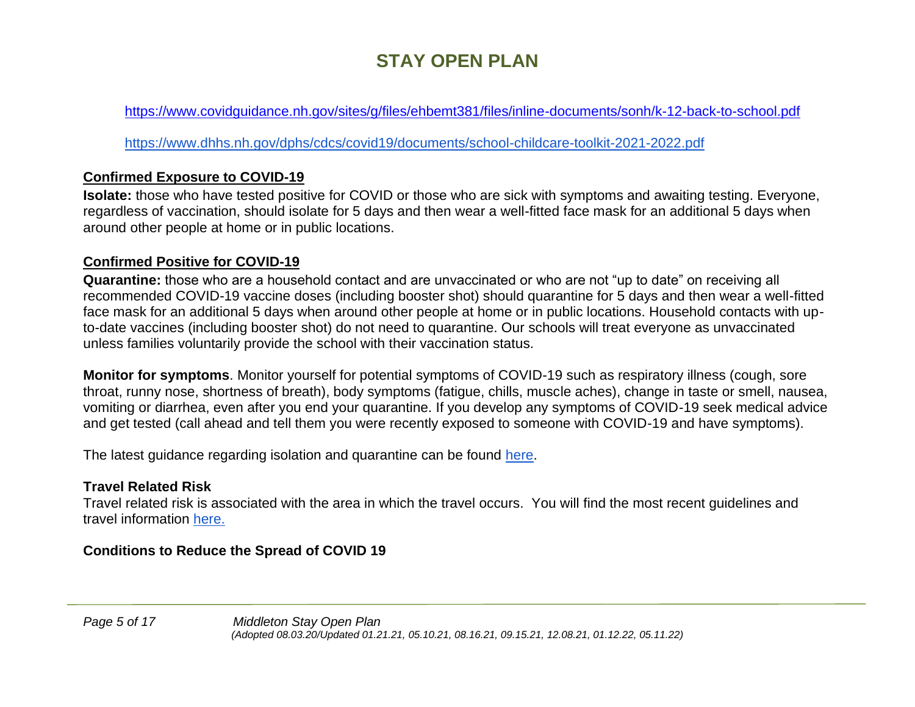# STAY OPEN PLAN

https://www.covidguidance.nh.gov/sites/g/files/ehbemt381/files/inline-documents/sonh/k-12-back-to-school.pdf

https://www.dhhs.nh.gov/dphs/cdcs/covid19/documents/school-childcare-toolkit-2021-2022.pdf

## Confirmed Exposure to COVID-19

**Isolate:** those who have tested positive for COVID or those who are sick with symptoms and awaiting testing. Everyone, regardless of vaccination, should isolate for 5 days and then wear a well-fitted face mask for an additional 5 days when around other people at home or in public locations.

## Confirmed Positive for COVID-19

**Quarantine:** those who are a household contact and are unvaccinated or who are not "up to date" on receiving all recommended COVID-19 vaccine doses (including booster shot) should quarantine for 5 days and then wear a well-fitted face mask for an additional 5 days when around other people at home or in public locations. Household contacts with up-to-date vaccines (including booster shot) do not need to quarantine. Our schools will treat everyone as unvaccinated unless families voluntarily provide the school with their vaccination status.

**Monitor for symptoms**. Monitor yourself for potential symptoms of COVID-19 such as respiratory illness (cough, sore throat, runny nose, shortness of breath), body symptoms (fatigue, chills, muscle aches), change in taste or smell, nausea, vomiting or diarrhea, even after you end your quarantine. If you develop any symptoms of COVID-19 seek medical advice and get tested (call ahead and tell them you were recently exposed to someone with COVID-19 and have symptoms).

The latest guidance regarding isolation and quarantine can be found here.

## Travel Related Risk

Travel related risk is associated with the area in which the travel occurs. You will find the most recent guidelines and travel information here.

## Conditions to Reduce the Spread of COVID 19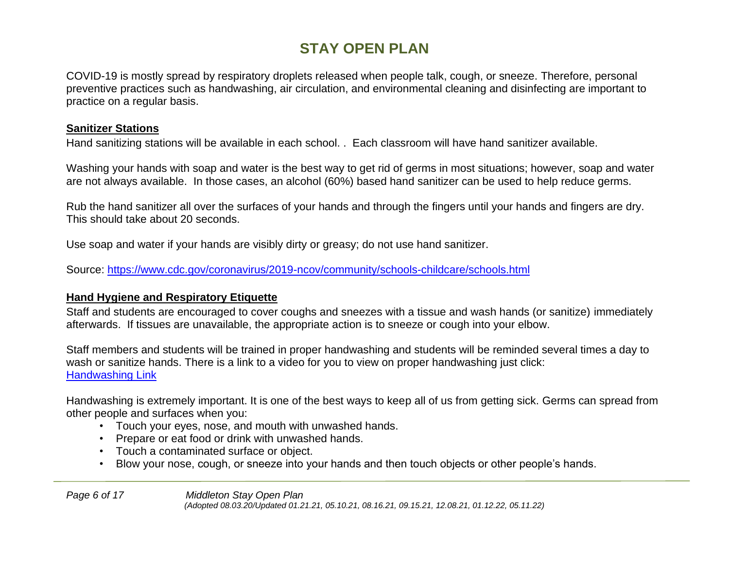# STAY OPEN PLAN

COVID-19 is mostly spread by respiratory droplets released when people talk, cough, or sneeze. Therefore, personal preventive practices such as handwashing, air circulation, and environmental cleaning and disinfecting are important to practice on a regular basis.

## Sanitizer Stations

Hand sanitizing stations will be available in each school. . Each classroom will have hand sanitizer available.

Washing your hands with soap and water is the best way to get rid of germs in most situations; however, soap and water are not always available. In those cases, an alcohol (60%) based hand sanitizer can be used to help reduce germs.

Rub the hand sanitizer all over the surfaces of your hands and through the fingers until your hands and fingers are dry. This should take about 20 seconds.

Use soap and water if your hands are visibly dirty or greasy; do not use hand sanitizer.

Source: [https://www.cdc.gov/coronavirus/2019-ncov/community/schools-childcare/schools.html](https://www.cdc.gov/coronavirus/2019-ncov/community/schools-childcare/schools.html)

## Hand Hygiene and Respiratory Etiquette

Staff and students are encouraged to cover coughs and sneezes with a tissue and wash hands (or sanitize) immediately afterwards. If tissues are unavailable, the appropriate action is to sneeze or cough into your elbow.

Staff members and students will be trained in proper handwashing and students will be reminded several times a day to wash or sanitize hands. There is a link to a video for you to view on proper handwashing just click: Handwashing Link

Handwashing is extremely important. It is one of the best ways to keep all of us from getting sick. Germs can spread from other people and surfaces when you:

- Touch your eyes, nose, and mouth with unwashed hands.
- Prepare or eat food or drink with unwashed hands.
- Touch a contaminated surface or object.
- Blow your nose, cough, or sneeze into your hands and then touch objects or other people's hands.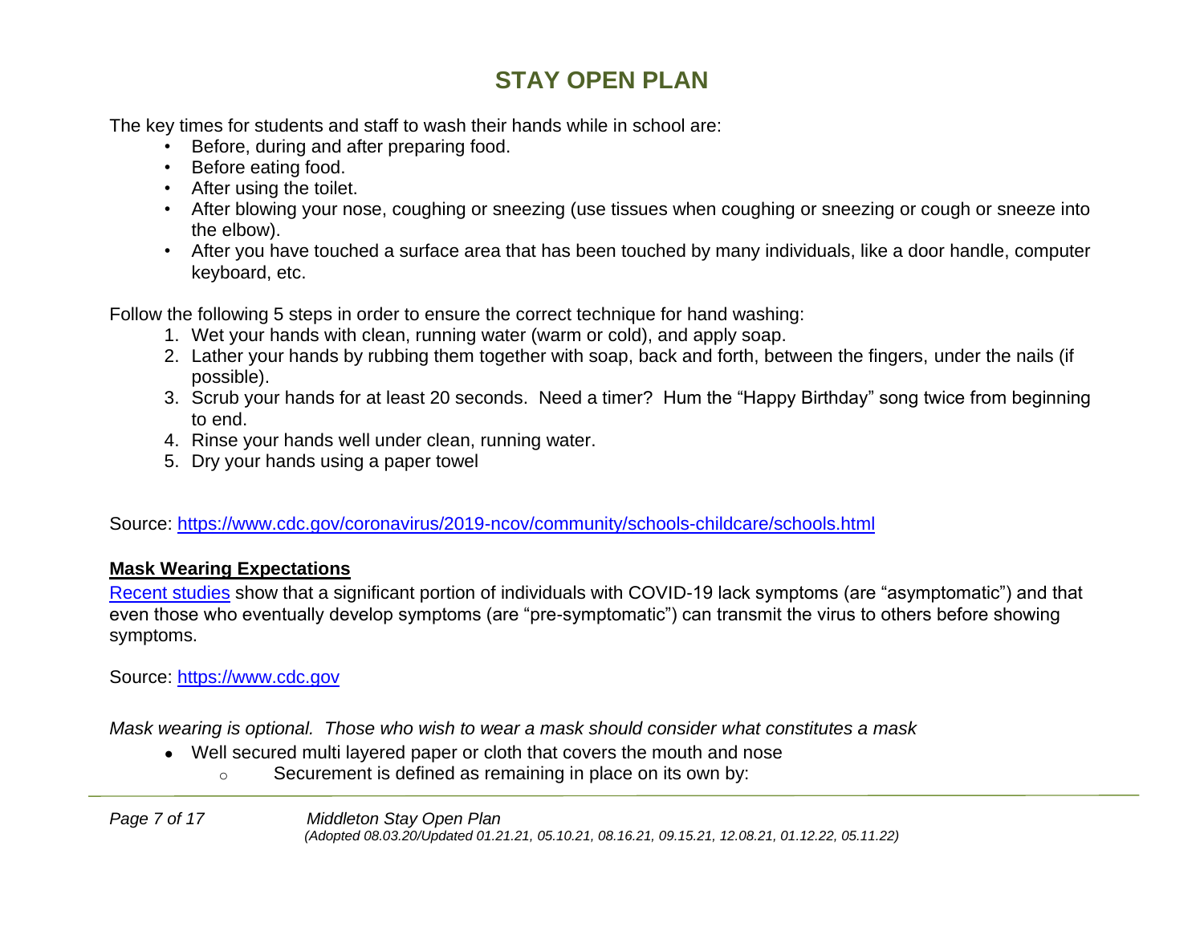# STAY OPEN PLAN

The key times for students and staff to wash their hands while in school are:

- Before, during and after preparing food.
- Before eating food.
- After using the toilet.
- After blowing your nose, coughing or sneezing (use tissues when coughing or sneezing or cough or sneeze into the elbow).
- After you have touched a surface area that has been touched by many individuals, like a door handle, computer keyboard, etc.

Follow the following 5 steps in order to ensure the correct technique for hand washing:

1. Wet your hands with clean, running water (warm or cold), and apply soap.
2. Lather your hands by rubbing them together with soap, back and forth, between the fingers, under the nails (if possible).
3. Scrub your hands for at least 20 seconds. Need a timer? Hum the "Happy Birthday" song twice from beginning to end.
4. Rinse your hands well under clean, running water.
5. Dry your hands using a paper towel

Source: [https://www.cdc.gov/coronavirus/2019-ncov/community/schools-childcare/schools.html](https://www.cdc.gov/coronavirus/2019-ncov/community/schools-childcare/schools.html)

**Mask Wearing Expectations**

Recent studies show that a significant portion of individuals with COVID-19 lack symptoms (are "asymptomatic") and that even those who eventually develop symptoms (are "pre-symptomatic") can transmit the virus to others before showing symptoms.

Source: [https://www.cdc.gov](https://www.cdc.gov)

*Mask wearing is optional. Those who wish to wear a mask should consider what constitutes a mask*

- Well secured multi layered paper or cloth that covers the mouth and nose
  - Securement is defined as remaining in place on its own by: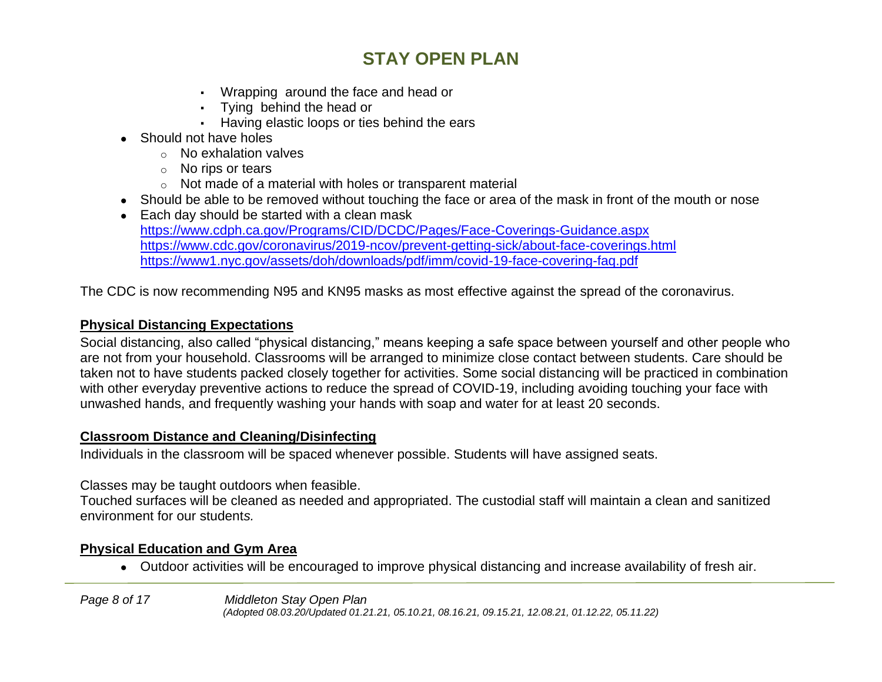- Wrapping around the face and head or
  - Tying behind the head or
  - Having elastic loops or ties behind the ears
- Should not have holes
  - No exhalation valves
  - No rips or tears
  - Not made of a material with holes or transparent material
- Should be able to be removed without touching the face or area of the mask in front of the mouth or nose
- Each day should be started with a clean mask
  https://www.cdph.ca.gov/Programs/CID/DCDC/Pages/Face-Coverings-Guidance.aspx
  https://www.cdc.gov/coronavirus/2019-ncov/prevent-getting-sick/about-face-coverings.html
  https://www1.nyc.gov/assets/doh/downloads/pdf/imm/covid-19-face-covering-faq.pdf

The CDC is now recommending N95 and KN95 masks as most effective against the spread of the coronavirus.

**Physical Distancing Expectations**

Social distancing, also called "physical distancing," means keeping a safe space between yourself and other people who are not from your household. Classrooms will be arranged to minimize close contact between students. Care should be taken not to have students packed closely together for activities. Some social distancing will be practiced in combination with other everyday preventive actions to reduce the spread of COVID-19, including avoiding touching your face with unwashed hands, and frequently washing your hands with soap and water for at least 20 seconds.

**Classroom Distance and Cleaning/Disinfecting**

Individuals in the classroom will be spaced whenever possible. Students will have assigned seats.

Classes may be taught outdoors when feasible.
Touched surfaces will be cleaned as needed and appropriated. The custodial staff will maintain a clean and sanitized environment for our students.

**Physical Education and Gym Area**

- Outdoor activities will be encouraged to improve physical distancing and increase availability of fresh air.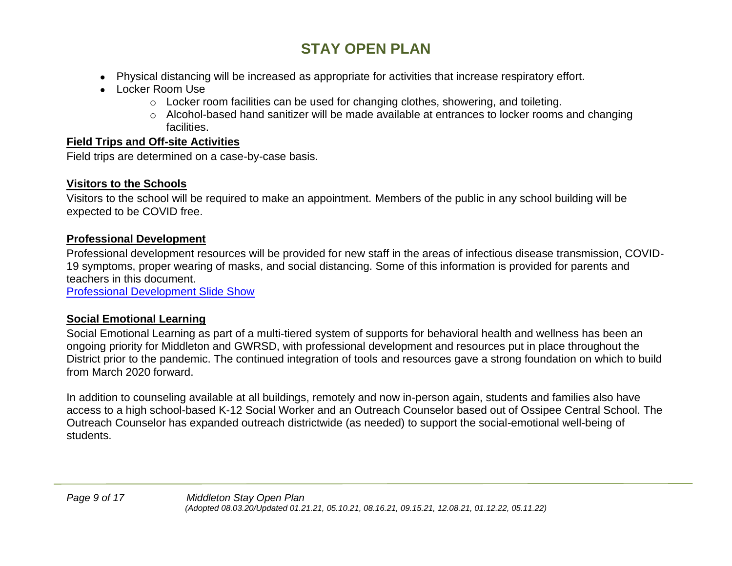# STAY OPEN PLAN

- Physical distancing will be increased as appropriate for activities that increase respiratory effort.
- Locker Room Use
  - Locker room facilities can be used for changing clothes, showering, and toileting.
  - Alcohol-based hand sanitizer will be made available at entrances to locker rooms and changing facilities.

## Field Trips and Off-site Activities

Field trips are determined on a case-by-case basis.

## Visitors to the Schools

Visitors to the school will be required to make an appointment. Members of the public in any school building will be expected to be COVID free.

## Professional Development

Professional development resources will be provided for new staff in the areas of infectious disease transmission, COVID-19 symptoms, proper wearing of masks, and social distancing. Some of this information is provided for parents and teachers in this document.

Professional Development Slide Show

## Social Emotional Learning

Social Emotional Learning as part of a multi-tiered system of supports for behavioral health and wellness has been an ongoing priority for Middleton and GWRSD, with professional development and resources put in place throughout the District prior to the pandemic. The continued integration of tools and resources gave a strong foundation on which to build from March 2020 forward.

In addition to counseling available at all buildings, remotely and now in-person again, students and families also have access to a high school-based K-12 Social Worker and an Outreach Counselor based out of Ossipee Central School. The Outreach Counselor has expanded outreach districtwide (as needed) to support the social-emotional well-being of students.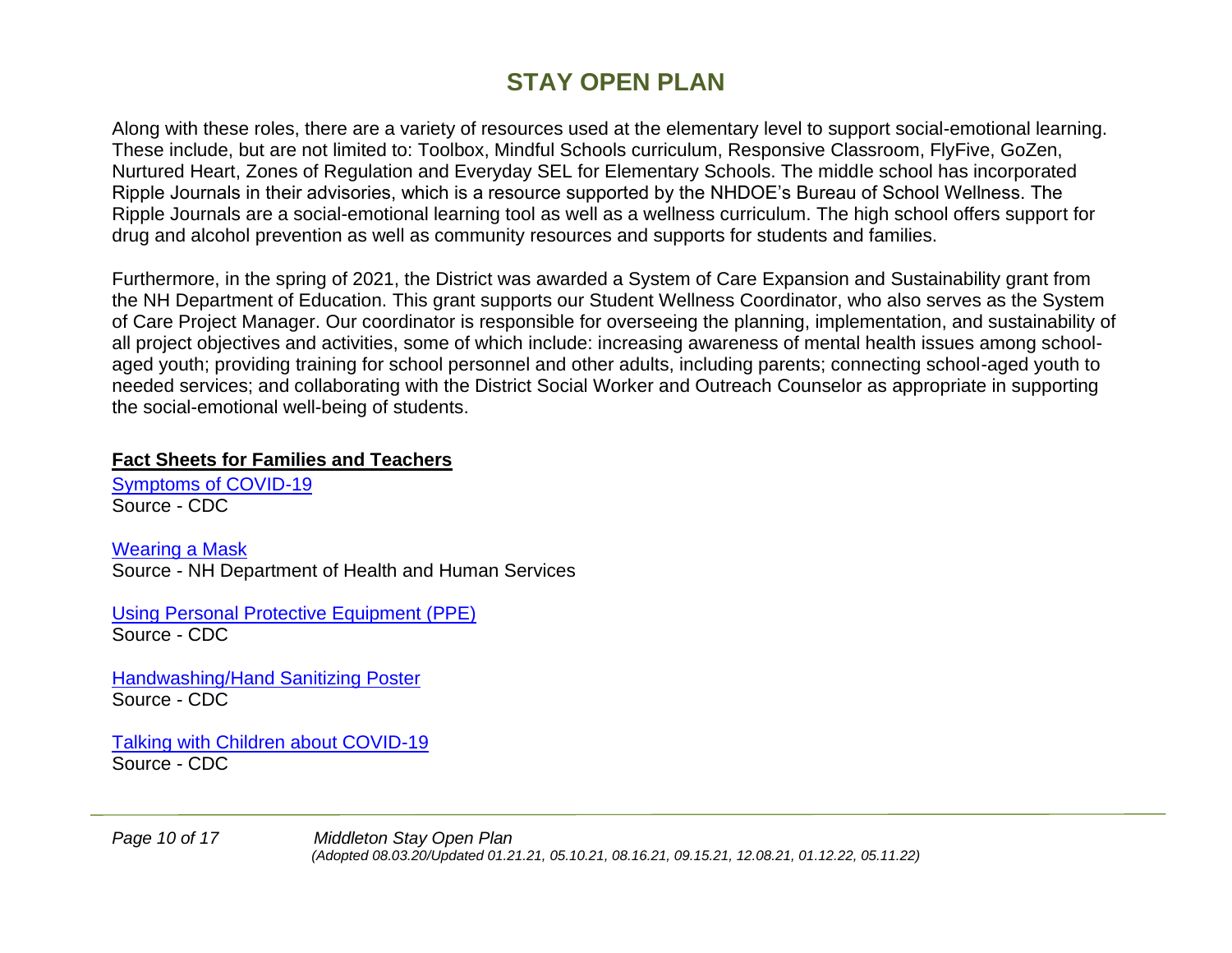# STAY OPEN PLAN

Along with these roles, there are a variety of resources used at the elementary level to support social-emotional learning. These include, but are not limited to: Toolbox, Mindful Schools curriculum, Responsive Classroom, FlyFive, GoZen, Nurtured Heart, Zones of Regulation and Everyday SEL for Elementary Schools. The middle school has incorporated Ripple Journals in their advisories, which is a resource supported by the NHDOE's Bureau of School Wellness. The Ripple Journals are a social-emotional learning tool as well as a wellness curriculum. The high school offers support for drug and alcohol prevention as well as community resources and supports for students and families.

Furthermore, in the spring of 2021, the District was awarded a System of Care Expansion and Sustainability grant from the NH Department of Education. This grant supports our Student Wellness Coordinator, who also serves as the System of Care Project Manager. Our coordinator is responsible for overseeing the planning, implementation, and sustainability of all project objectives and activities, some of which include: increasing awareness of mental health issues among school-aged youth; providing training for school personnel and other adults, including parents; connecting school-aged youth to needed services; and collaborating with the District Social Worker and Outreach Counselor as appropriate in supporting the social-emotional well-being of students.

**Fact Sheets for Families and Teachers**

Symptoms of COVID-19
Source - CDC

Wearing a Mask
Source - NH Department of Health and Human Services

Using Personal Protective Equipment (PPE)
Source - CDC

Handwashing/Hand Sanitizing Poster
Source - CDC

Talking with Children about COVID-19
Source - CDC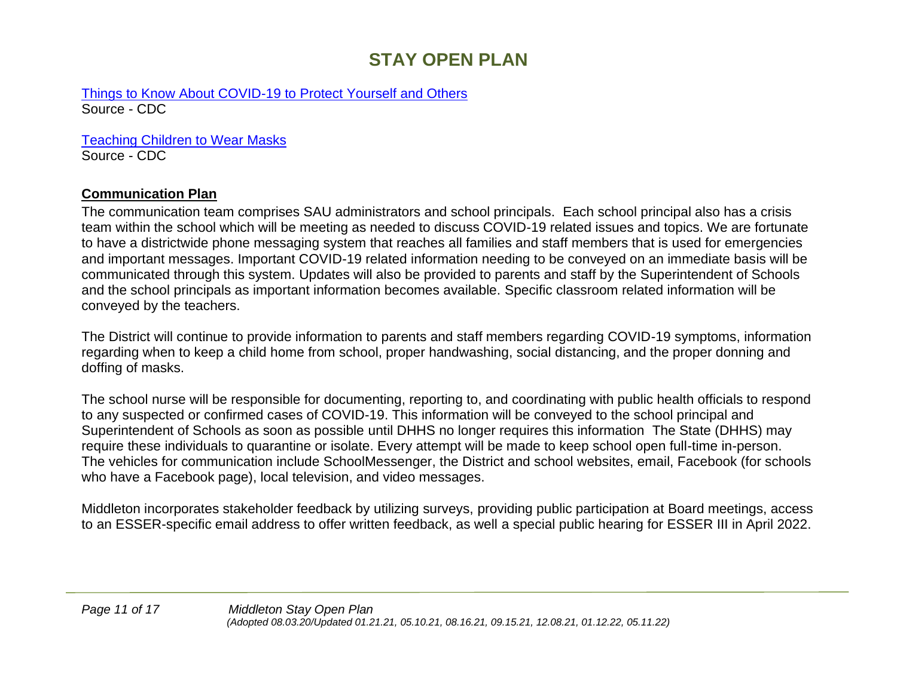# STAY OPEN PLAN

Things to Know About COVID-19 to Protect Yourself and Others
Source - CDC

Teaching Children to Wear Masks
Source - CDC

**Communication Plan**

The communication team comprises SAU administrators and school principals. Each school principal also has a crisis team within the school which will be meeting as needed to discuss COVID-19 related issues and topics. We are fortunate to have a districtwide phone messaging system that reaches all families and staff members that is used for emergencies and important messages. Important COVID-19 related information needing to be conveyed on an immediate basis will be communicated through this system. Updates will also be provided to parents and staff by the Superintendent of Schools and the school principals as important information becomes available. Specific classroom related information will be conveyed by the teachers.

The District will continue to provide information to parents and staff members regarding COVID-19 symptoms, information regarding when to keep a child home from school, proper handwashing, social distancing, and the proper donning and doffing of masks.

The school nurse will be responsible for documenting, reporting to, and coordinating with public health officials to respond to any suspected or confirmed cases of COVID-19. This information will be conveyed to the school principal and Superintendent of Schools as soon as possible until DHHS no longer requires this information The State (DHHS) may require these individuals to quarantine or isolate. Every attempt will be made to keep school open full-time in-person. The vehicles for communication include SchoolMessenger, the District and school websites, email, Facebook (for schools who have a Facebook page), local television, and video messages.

Middleton incorporates stakeholder feedback by utilizing surveys, providing public participation at Board meetings, access to an ESSER-specific email address to offer written feedback, as well a special public hearing for ESSER III in April 2022.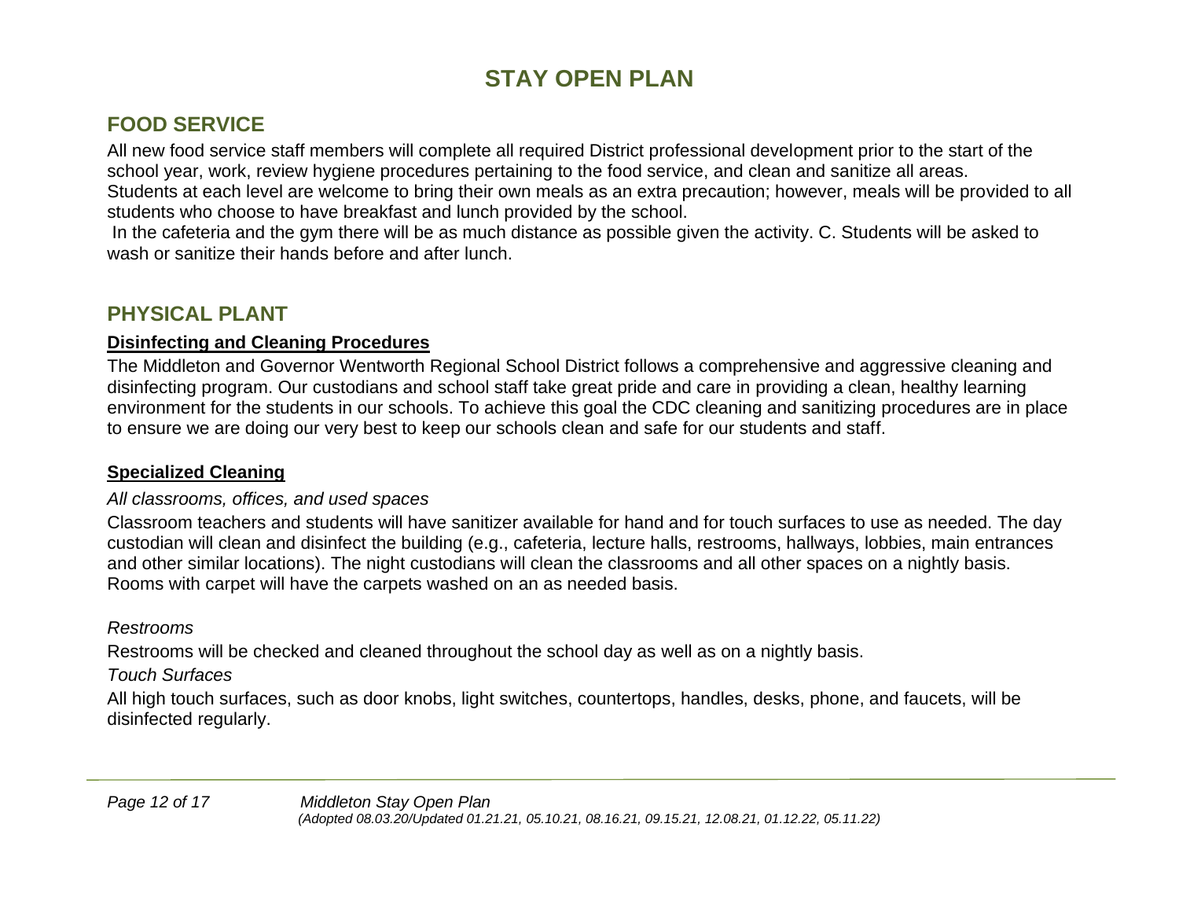# STAY OPEN PLAN

## FOOD SERVICE

All new food service staff members will complete all required District professional development prior to the start of the school year, work, review hygiene procedures pertaining to the food service, and clean and sanitize all areas.
Students at each level are welcome to bring their own meals as an extra precaution; however, meals will be provided to all students who choose to have breakfast and lunch provided by the school.

In the cafeteria and the gym there will be as much distance as possible given the activity. C. Students will be asked to wash or sanitize their hands before and after lunch.

## PHYSICAL PLANT

**Disinfecting and Cleaning Procedures**

The Middleton and Governor Wentworth Regional School District follows a comprehensive and aggressive cleaning and disinfecting program. Our custodians and school staff take great pride and care in providing a clean, healthy learning environment for the students in our schools. To achieve this goal the CDC cleaning and sanitizing procedures are in place to ensure we are doing our very best to keep our schools clean and safe for our students and staff.

**Specialized Cleaning**

*All classrooms, offices, and used spaces*

Classroom teachers and students will have sanitizer available for hand and for touch surfaces to use as needed. The day custodian will clean and disinfect the building (e.g., cafeteria, lecture halls, restrooms, hallways, lobbies, main entrances and other similar locations). The night custodians will clean the classrooms and all other spaces on a nightly basis. Rooms with carpet will have the carpets washed on an as needed basis.

*Restrooms*

Restrooms will be checked and cleaned throughout the school day as well as on a nightly basis.

*Touch Surfaces*

All high touch surfaces, such as door knobs, light switches, countertops, handles, desks, phone, and faucets, will be disinfected regularly.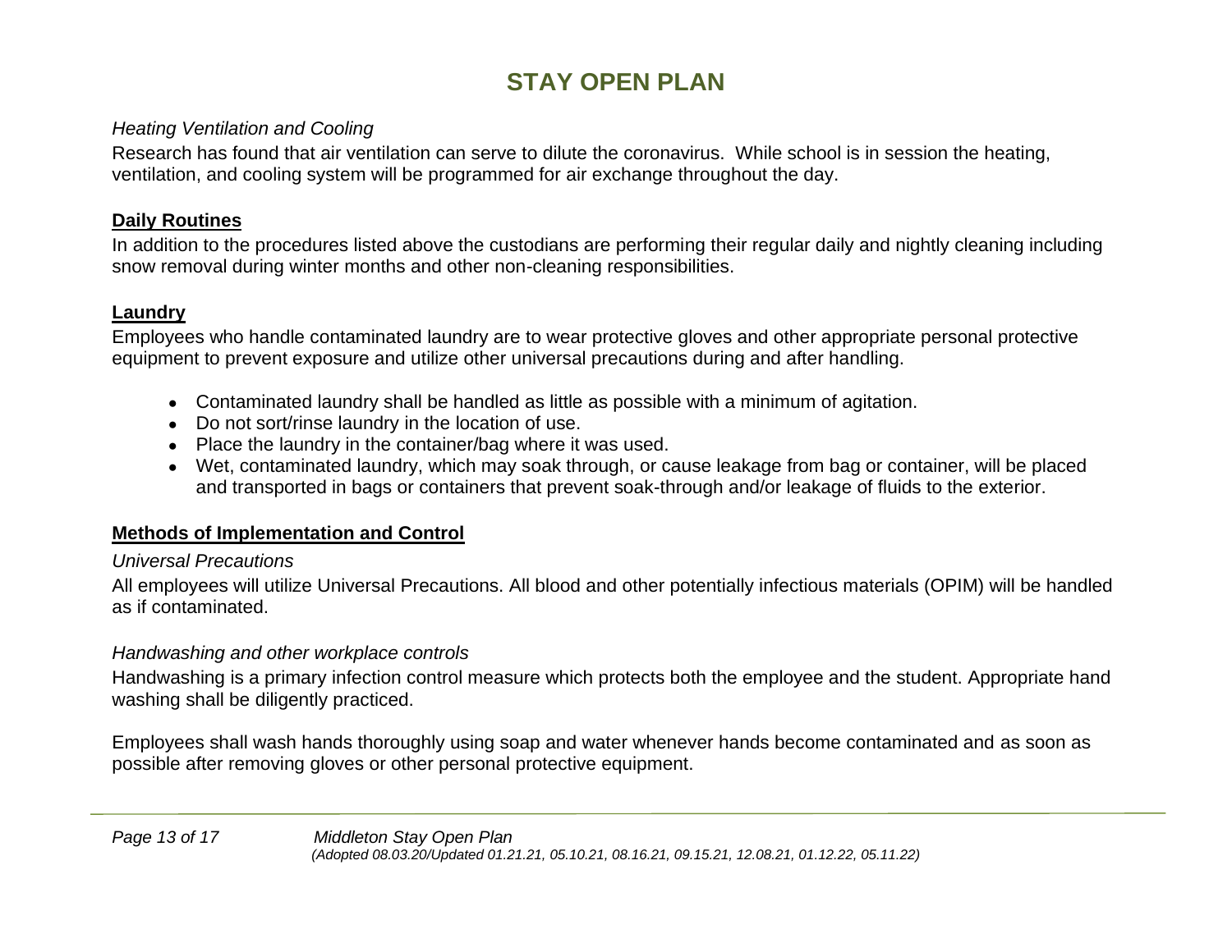# STAY OPEN PLAN

*Heating Ventilation and Cooling*

Research has found that air ventilation can serve to dilute the coronavirus. While school is in session the heating, ventilation, and cooling system will be programmed for air exchange throughout the day.

**Daily Routines**

In addition to the procedures listed above the custodians are performing their regular daily and nightly cleaning including snow removal during winter months and other non-cleaning responsibilities.

**Laundry**

Employees who handle contaminated laundry are to wear protective gloves and other appropriate personal protective equipment to prevent exposure and utilize other universal precautions during and after handling.

- Contaminated laundry shall be handled as little as possible with a minimum of agitation.
- Do not sort/rinse laundry in the location of use.
- Place the laundry in the container/bag where it was used.
- Wet, contaminated laundry, which may soak through, or cause leakage from bag or container, will be placed and transported in bags or containers that prevent soak-through and/or leakage of fluids to the exterior.

**Methods of Implementation and Control**

*Universal Precautions*

All employees will utilize Universal Precautions. All blood and other potentially infectious materials (OPIM) will be handled as if contaminated.

*Handwashing and other workplace controls*

Handwashing is a primary infection control measure which protects both the employee and the student. Appropriate hand washing shall be diligently practiced.

Employees shall wash hands thoroughly using soap and water whenever hands become contaminated and as soon as possible after removing gloves or other personal protective equipment.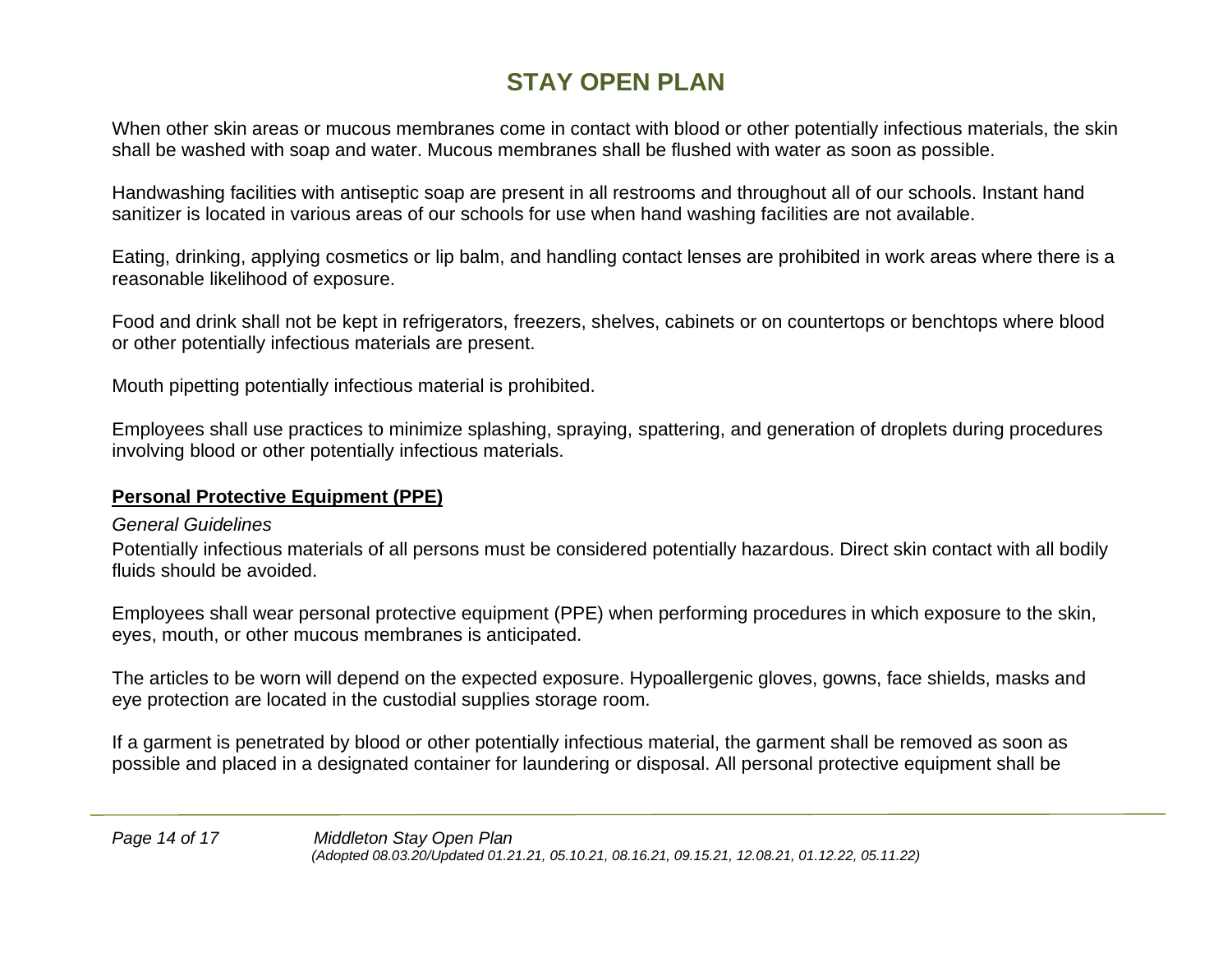When other skin areas or mucous membranes come in contact with blood or other potentially infectious materials, the skin shall be washed with soap and water. Mucous membranes shall be flushed with water as soon as possible.

Handwashing facilities with antiseptic soap are present in all restrooms and throughout all of our schools. Instant hand sanitizer is located in various areas of our schools for use when hand washing facilities are not available.

Eating, drinking, applying cosmetics or lip balm, and handling contact lenses are prohibited in work areas where there is a reasonable likelihood of exposure.

Food and drink shall not be kept in refrigerators, freezers, shelves, cabinets or on countertops or benchtops where blood or other potentially infectious materials are present.

Mouth pipetting potentially infectious material is prohibited.

Employees shall use practices to minimize splashing, spraying, spattering, and generation of droplets during procedures involving blood or other potentially infectious materials.

## Personal Protective Equipment (PPE)

*General Guidelines*

Potentially infectious materials of all persons must be considered potentially hazardous. Direct skin contact with all bodily fluids should be avoided.

Employees shall wear personal protective equipment (PPE) when performing procedures in which exposure to the skin, eyes, mouth, or other mucous membranes is anticipated.

The articles to be worn will depend on the expected exposure. Hypoallergenic gloves, gowns, face shields, masks and eye protection are located in the custodial supplies storage room.

If a garment is penetrated by blood or other potentially infectious material, the garment shall be removed as soon as possible and placed in a designated container for laundering or disposal. All personal protective equipment shall be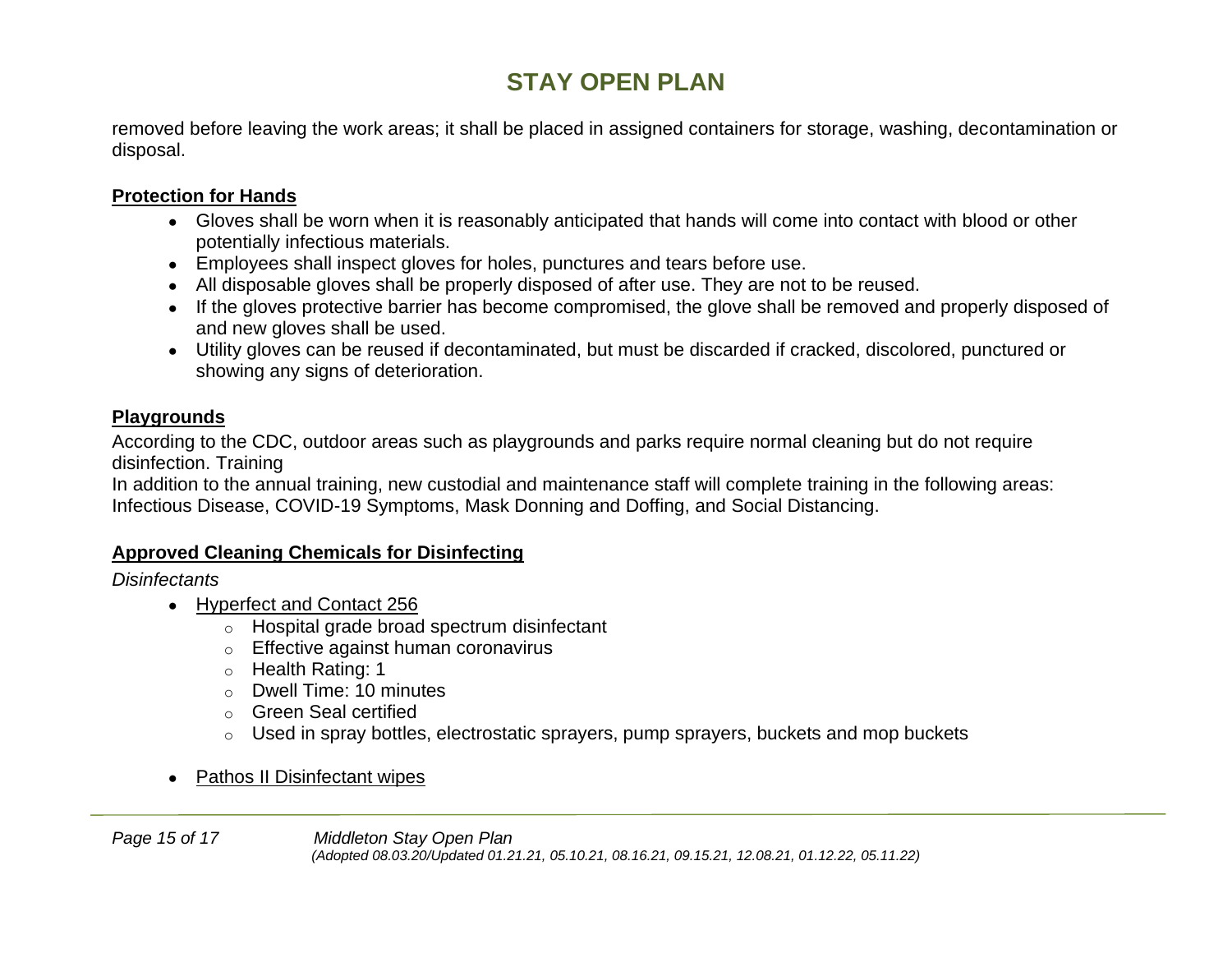removed before leaving the work areas; it shall be placed in assigned containers for storage, washing, decontamination or disposal.

**Protection for Hands**

- Gloves shall be worn when it is reasonably anticipated that hands will come into contact with blood or other potentially infectious materials.
- Employees shall inspect gloves for holes, punctures and tears before use.
- All disposable gloves shall be properly disposed of after use. They are not to be reused.
- If the gloves protective barrier has become compromised, the glove shall be removed and properly disposed of and new gloves shall be used.
- Utility gloves can be reused if decontaminated, but must be discarded if cracked, discolored, punctured or showing any signs of deterioration.

**Playgrounds**

According to the CDC, outdoor areas such as playgrounds and parks require normal cleaning but do not require disinfection. Training
In addition to the annual training, new custodial and maintenance staff will complete training in the following areas: Infectious Disease, COVID-19 Symptoms, Mask Donning and Doffing, and Social Distancing.

**Approved Cleaning Chemicals for Disinfecting**

*Disinfectants*

- Hyperfect and Contact 256
  - Hospital grade broad spectrum disinfectant
  - Effective against human coronavirus
  - Health Rating: 1
  - Dwell Time: 10 minutes
  - Green Seal certified
  - Used in spray bottles, electrostatic sprayers, pump sprayers, buckets and mop buckets

- Pathos II Disinfectant wipes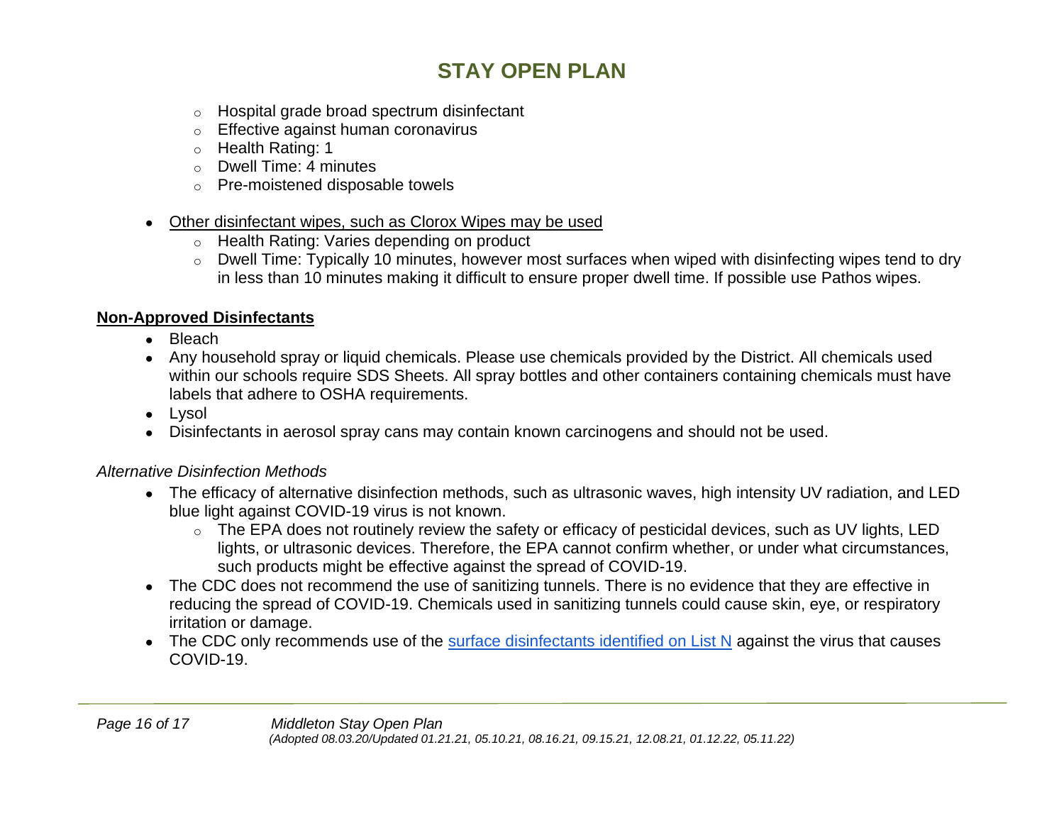- Hospital grade broad spectrum disinfectant
  - Effective against human coronavirus
  - Health Rating: 1
  - Dwell Time: 4 minutes
  - Pre-moistened disposable towels

- Other disinfectant wipes, such as Clorox Wipes may be used
  - Health Rating: Varies depending on product
  - Dwell Time: Typically 10 minutes, however most surfaces when wiped with disinfecting wipes tend to dry in less than 10 minutes making it difficult to ensure proper dwell time. If possible use Pathos wipes.

**Non-Approved Disinfectants**

- Bleach
- Any household spray or liquid chemicals. Please use chemicals provided by the District. All chemicals used within our schools require SDS Sheets. All spray bottles and other containers containing chemicals must have labels that adhere to OSHA requirements.
- Lysol
- Disinfectants in aerosol spray cans may contain known carcinogens and should not be used.

*Alternative Disinfection Methods*

- The efficacy of alternative disinfection methods, such as ultrasonic waves, high intensity UV radiation, and LED blue light against COVID-19 virus is not known.
  - The EPA does not routinely review the safety or efficacy of pesticidal devices, such as UV lights, LED lights, or ultrasonic devices. Therefore, the EPA cannot confirm whether, or under what circumstances, such products might be effective against the spread of COVID-19.
- The CDC does not recommend the use of sanitizing tunnels. There is no evidence that they are effective in reducing the spread of COVID-19. Chemicals used in sanitizing tunnels could cause skin, eye, or respiratory irritation or damage.
- The CDC only recommends use of the surface disinfectants identified on List N against the virus that causes COVID-19.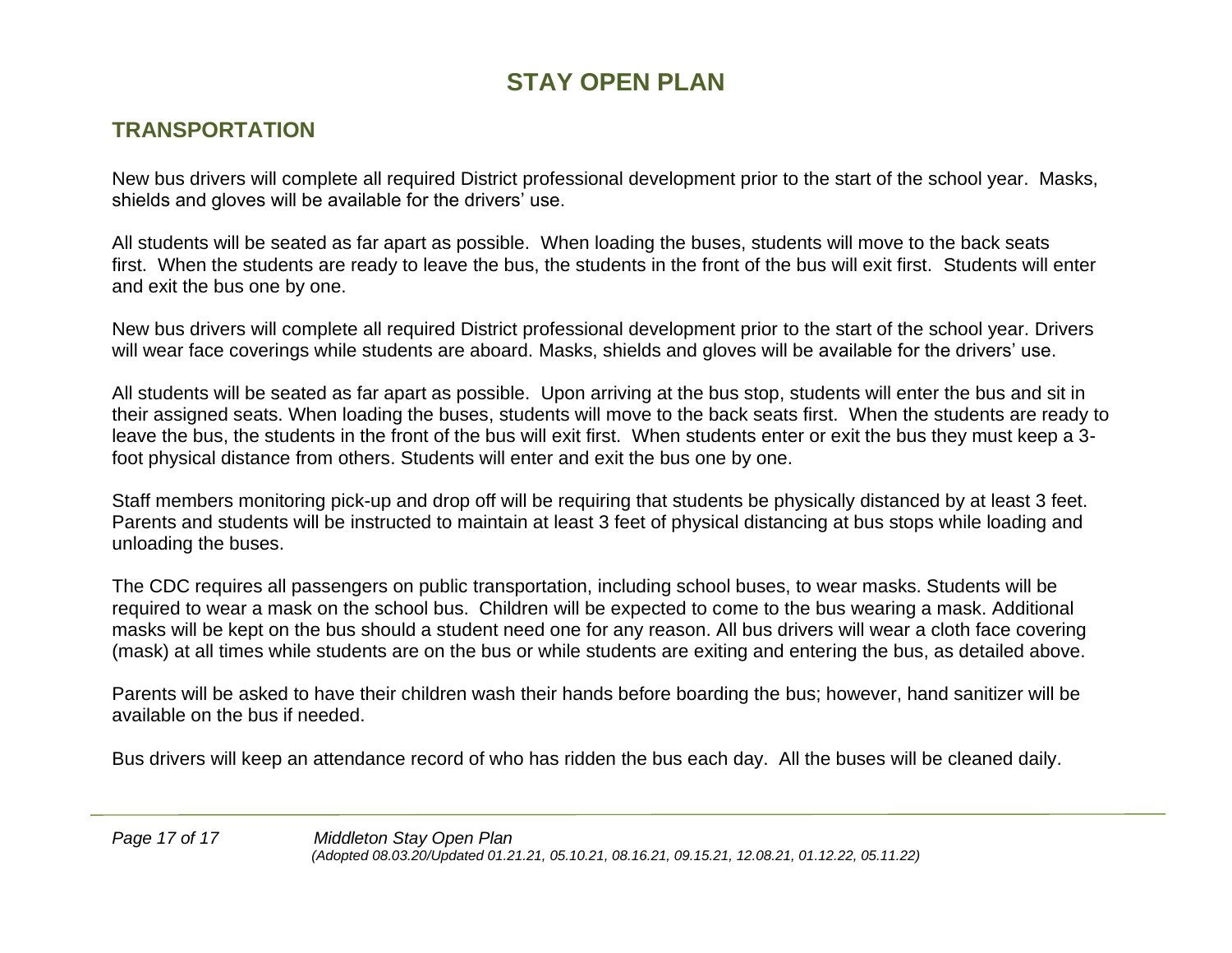# STAY OPEN PLAN

## TRANSPORTATION

New bus drivers will complete all required District professional development prior to the start of the school year. Masks, shields and gloves will be available for the drivers' use.

All students will be seated as far apart as possible. When loading the buses, students will move to the back seats first. When the students are ready to leave the bus, the students in the front of the bus will exit first. Students will enter and exit the bus one by one.

New bus drivers will complete all required District professional development prior to the start of the school year. Drivers will wear face coverings while students are aboard. Masks, shields and gloves will be available for the drivers' use.

All students will be seated as far apart as possible. Upon arriving at the bus stop, students will enter the bus and sit in their assigned seats. When loading the buses, students will move to the back seats first. When the students are ready to leave the bus, the students in the front of the bus will exit first. When students enter or exit the bus they must keep a 3-foot physical distance from others. Students will enter and exit the bus one by one.

Staff members monitoring pick-up and drop off will be requiring that students be physically distanced by at least 3 feet. Parents and students will be instructed to maintain at least 3 feet of physical distancing at bus stops while loading and unloading the buses.

The CDC requires all passengers on public transportation, including school buses, to wear masks. Students will be required to wear a mask on the school bus. Children will be expected to come to the bus wearing a mask. Additional masks will be kept on the bus should a student need one for any reason. All bus drivers will wear a cloth face covering (mask) at all times while students are on the bus or while students are exiting and entering the bus, as detailed above.

Parents will be asked to have their children wash their hands before boarding the bus; however, hand sanitizer will be available on the bus if needed.

Bus drivers will keep an attendance record of who has ridden the bus each day. All the buses will be cleaned daily.